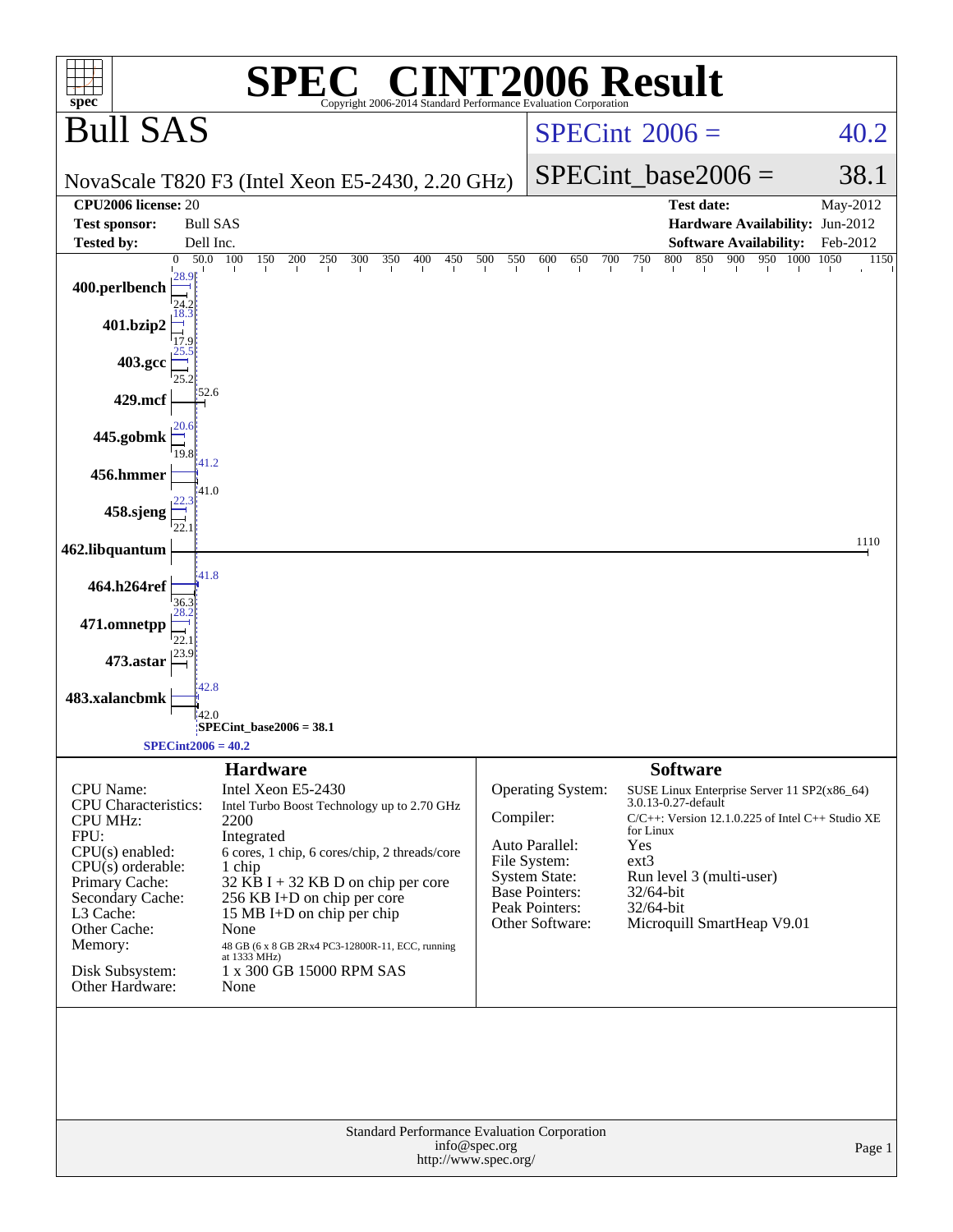# SPEC® CINT2006 Result

Copyright 2006-2014 Standard Performance Evaluation Corporation

## Bull SAS

NovaScale T820 F3 (Intel Xeon E5-2430, 2.20 GHz)

SPECint 2006 = 40.2

SPECint_base2006 = 38.1

| | | | |
|---|---|---|---|
| **CPU2006 license:** 20 | | **Test date:** | May-2012 |
| **Test sponsor:** | Bull SAS | **Hardware Availability:** | Jun-2012 |
| **Tested by:** | Dell Inc. | **Software Availability:** | Feb-2012 |

| Benchmark | Peak | Base |
|---|---|---|
| 400.perlbench | 28.9 | 24.2 |
| 401.bzip2 | 18.3 | 17.9 |
| 403.gcc | 25.5 | 25.2 |
| 429.mcf | 52.6 | 52.6 |
| 445.gobmk | 20.6 | 19.8 |
| 456.hmmer | 41.2 | 41.0 |
| 458.sjeng | 22.3 | 22.1 |
| 462.libquantum | 1110 | 1110 |
| 464.h264ref | 41.8 | 36.3 |
| 471.omnetpp | 28.2 | 22.1 |
| 473.astar | 23.9 | 23.9 |
| 483.xalancbmk | 42.8 | 42.0 |

SPECint_base2006 = 38.1

SPECint2006 = 40.2

### Hardware

| | |
|---|---|
| CPU Name: | Intel Xeon E5-2430 |
| CPU Characteristics: | Intel Turbo Boost Technology up to 2.70 GHz |
| CPU MHz: | 2200 |
| FPU: | Integrated |
| CPU(s) enabled: | 6 cores, 1 chip, 6 cores/chip, 2 threads/core |
| CPU(s) orderable: | 1 chip |
| Primary Cache: | 32 KB I + 32 KB D on chip per core |
| Secondary Cache: | 256 KB I+D on chip per core |
| L3 Cache: | 15 MB I+D on chip per chip |
| Other Cache: | None |
| Memory: | 48 GB (6 x 8 GB 2Rx4 PC3-12800R-11, ECC, running at 1333 MHz) |
| Disk Subsystem: | 1 x 300 GB 15000 RPM SAS |
| Other Hardware: | None |

### Software

| | |
|---|---|
| Operating System: | SUSE Linux Enterprise Server 11 SP2(x86_64) 3.0.13-0.27-default |
| Compiler: | C/C++: Version 12.1.0.225 of Intel C++ Studio XE for Linux |
| Auto Parallel: | Yes |
| File System: | ext3 |
| System State: | Run level 3 (multi-user) |
| Base Pointers: | 32/64-bit |
| Peak Pointers: | 32/64-bit |
| Other Software: | Microquill SmartHeap V9.01 |

Standard Performance Evaluation Corporation
info@spec.org
http://www.spec.org/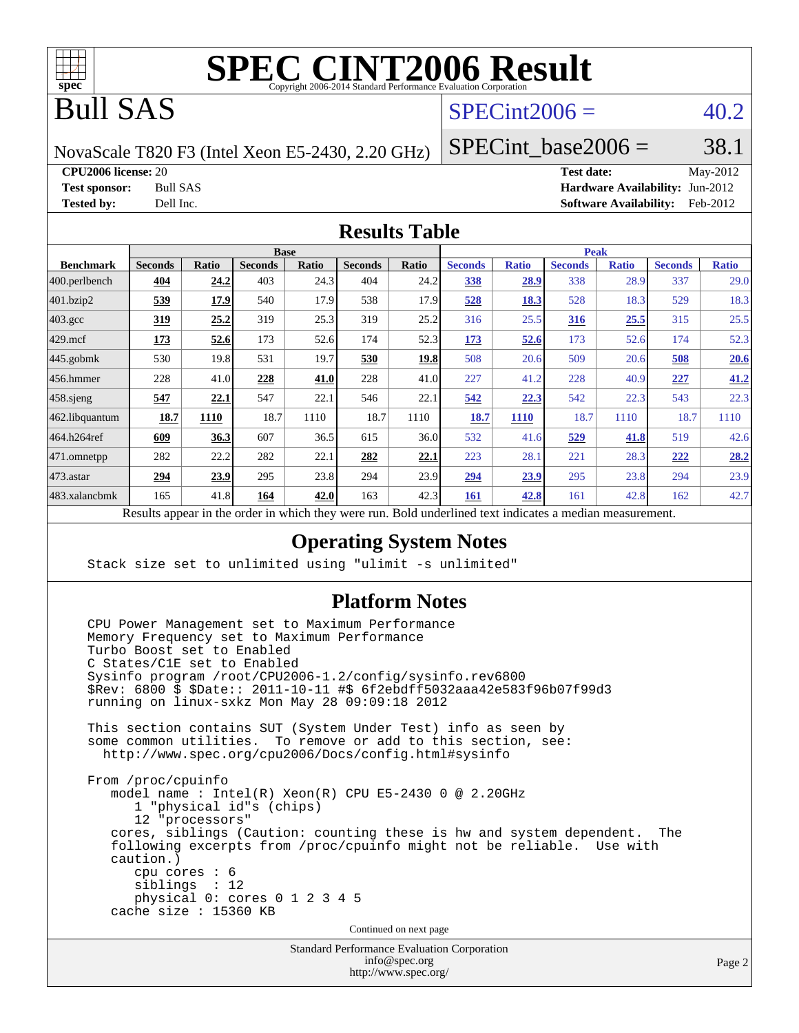# SPEC CINT2006 Result

Copyright 2006-2014 Standard Performance Evaluation Corporation

# Bull SAS

NovaScale T820 F3 (Intel Xeon E5-2430, 2.20 GHz)

SPECint2006 = 40.2

SPECint_base2006 = 38.1

**CPU2006 license:** 20
**Test sponsor:** Bull SAS
**Tested by:** Dell Inc.

**Test date:** May-2012
**Hardware Availability:** Jun-2012
**Software Availability:** Feb-2012

## Results Table

| | Base | | | | | | Peak | | | | | |
|---|---|---|---|---|---|---|---|---|---|---|---|---|
| **Benchmark** | **Seconds** | **Ratio** | **Seconds** | **Ratio** | **Seconds** | **Ratio** | **Seconds** | **Ratio** | **Seconds** | **Ratio** | **Seconds** | **Ratio** |
| 400.perlbench | **404** | **24.2** | 403 | 24.3 | 404 | 24.2 | **338** | **28.9** | 338 | 28.9 | 337 | 29.0 |
| 401.bzip2 | **539** | **17.9** | 540 | 17.9 | 538 | 17.9 | **528** | **18.3** | 528 | 18.3 | 529 | 18.3 |
| 403.gcc | **319** | **25.2** | 319 | 25.3 | 319 | 25.2 | 316 | 25.5 | **316** | **25.5** | 315 | 25.5 |
| 429.mcf | **173** | **52.6** | 173 | 52.6 | 174 | 52.3 | **173** | **52.6** | 173 | 52.6 | 174 | 52.3 |
| 445.gobmk | 530 | 19.8 | 531 | 19.7 | **530** | **19.8** | 508 | 20.6 | 509 | 20.6 | **508** | **20.6** |
| 456.hmmer | 228 | 41.0 | **228** | **41.0** | 228 | 41.0 | 227 | 41.2 | 228 | 40.9 | **227** | **41.2** |
| 458.sjeng | **547** | **22.1** | 547 | 22.1 | 546 | 22.1 | **542** | **22.3** | 542 | 22.3 | 543 | 22.3 |
| 462.libquantum | **18.7** | **1110** | 18.7 | 1110 | 18.7 | 1110 | **18.7** | **1110** | 18.7 | 1110 | 18.7 | 1110 |
| 464.h264ref | **609** | **36.3** | 607 | 36.5 | 615 | 36.0 | 532 | 41.6 | **529** | **41.8** | 519 | 42.6 |
| 471.omnetpp | 282 | 22.2 | 282 | 22.1 | **282** | **22.1** | 223 | 28.1 | 221 | 28.3 | **222** | **28.2** |
| 473.astar | **294** | **23.9** | 295 | 23.8 | 294 | 23.9 | **294** | **23.9** | 295 | 23.8 | 294 | 23.9 |
| 483.xalancbmk | 165 | 41.8 | **164** | **42.0** | 163 | 42.3 | **161** | **42.8** | 161 | 42.8 | 162 | 42.7 |

Results appear in the order in which they were run. Bold underlined text indicates a median measurement.

## Operating System Notes

```
Stack size set to unlimited using "ulimit -s unlimited"
```

## Platform Notes

```
CPU Power Management set to Maximum Performance
Memory Frequency set to Maximum Performance
Turbo Boost set to Enabled
C States/C1E set to Enabled
Sysinfo program /root/CPU2006-1.2/config/sysinfo.rev6800
$Rev: 6800 $ $Date:: 2011-10-11 #$ 6f2ebdff5032aaa42e583f96b07f99d3
running on linux-sxkz Mon May 28 09:09:18 2012

This section contains SUT (System Under Test) info as seen by
some common utilities.  To remove or add to this section, see:
  http://www.spec.org/cpu2006/Docs/config.html#sysinfo

From /proc/cpuinfo
   model name : Intel(R) Xeon(R) CPU E5-2430 0 @ 2.20GHz
      1 "physical id"s (chips)
      12 "processors"
   cores, siblings (Caution: counting these is hw and system dependent.  The
   following excerpts from /proc/cpuinfo might not be reliable.  Use with
   caution.)
      cpu cores : 6
      siblings  : 12
      physical 0: cores 0 1 2 3 4 5
   cache size : 15360 KB
```

Continued on next page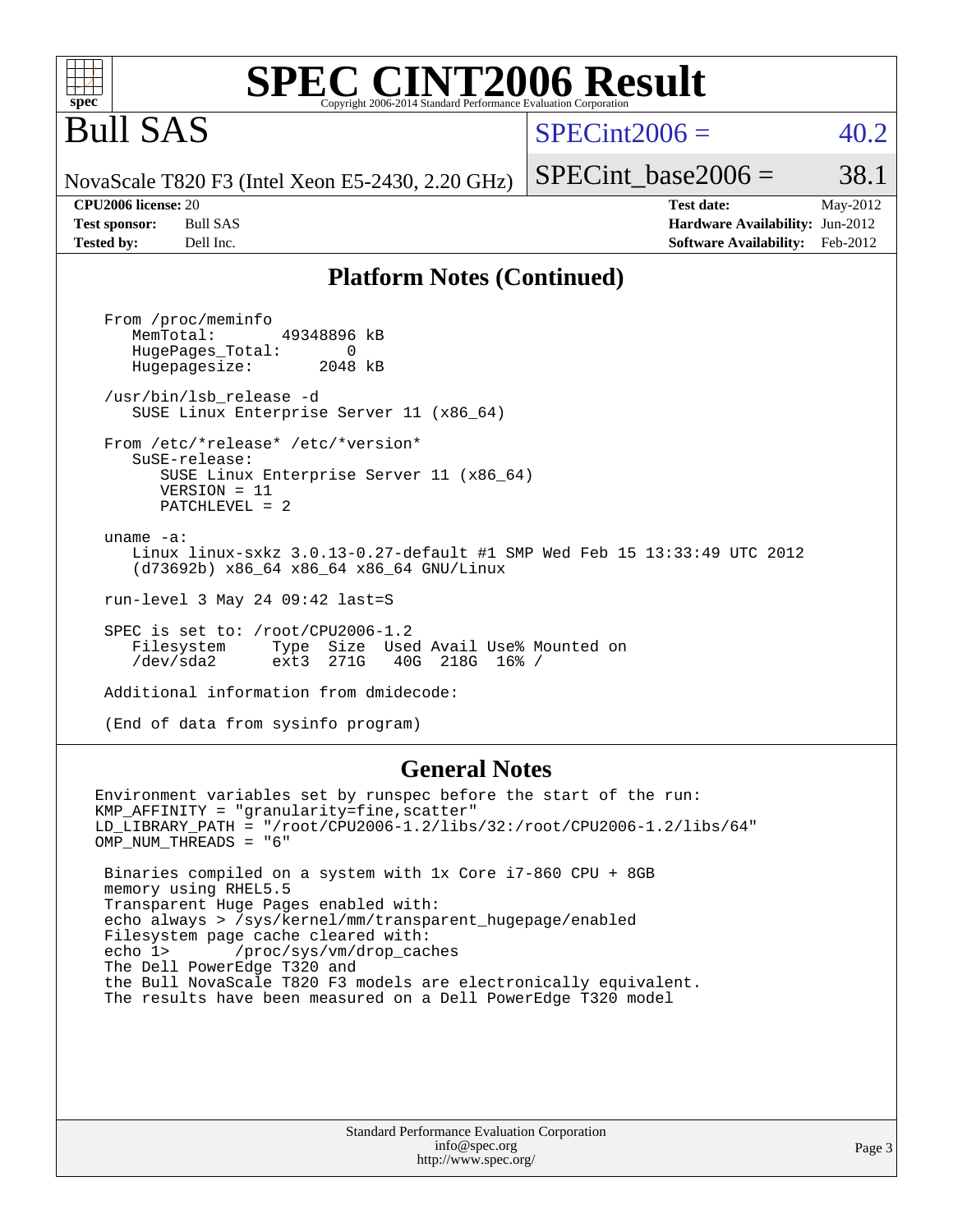# SPEC CINT2006 Result

Copyright 2006-2014 Standard Performance Evaluation Corporation

## Bull SAS

NovaScale T820 F3 (Intel Xeon E5-2430, 2.20 GHz)

SPECint2006 = 40.2

SPECint_base2006 = 38.1

| | | | |
|---|---|---|---|
| **CPU2006 license:** 20 | | **Test date:** | May-2012 |
| **Test sponsor:** | Bull SAS | **Hardware Availability:** | Jun-2012 |
| **Tested by:** | Dell Inc. | **Software Availability:** | Feb-2012 |

## Platform Notes (Continued)

```
From /proc/meminfo
   MemTotal:       49348896 kB
   HugePages_Total:       0
   Hugepagesize:       2048 kB

/usr/bin/lsb_release -d
   SUSE Linux Enterprise Server 11 (x86_64)

From /etc/*release* /etc/*version*
   SuSE-release:
      SUSE Linux Enterprise Server 11 (x86_64)
      VERSION = 11
      PATCHLEVEL = 2

uname -a:
   Linux linux-sxkz 3.0.13-0.27-default #1 SMP Wed Feb 15 13:33:49 UTC 2012
   (d73692b) x86_64 x86_64 x86_64 GNU/Linux

run-level 3 May 24 09:42 last=S

SPEC is set to: /root/CPU2006-1.2
   Filesystem     Type  Size  Used Avail Use% Mounted on
   /dev/sda2      ext3  271G   40G  218G  16% /

Additional information from dmidecode:

(End of data from sysinfo program)
```

## General Notes

```
Environment variables set by runspec before the start of the run:
KMP_AFFINITY = "granularity=fine,scatter"
LD_LIBRARY_PATH = "/root/CPU2006-1.2/libs/32:/root/CPU2006-1.2/libs/64"
OMP_NUM_THREADS = "6"

 Binaries compiled on a system with 1x Core i7-860 CPU + 8GB
 memory using RHEL5.5
 Transparent Huge Pages enabled with:
 echo always > /sys/kernel/mm/transparent_hugepage/enabled
 Filesystem page cache cleared with:
 echo 1>       /proc/sys/vm/drop_caches
 The Dell PowerEdge T320 and
 the Bull NovaScale T820 F3 models are electronically equivalent.
 The results have been measured on a Dell PowerEdge T320 model
```

Standard Performance Evaluation Corporation
info@spec.org
http://www.spec.org/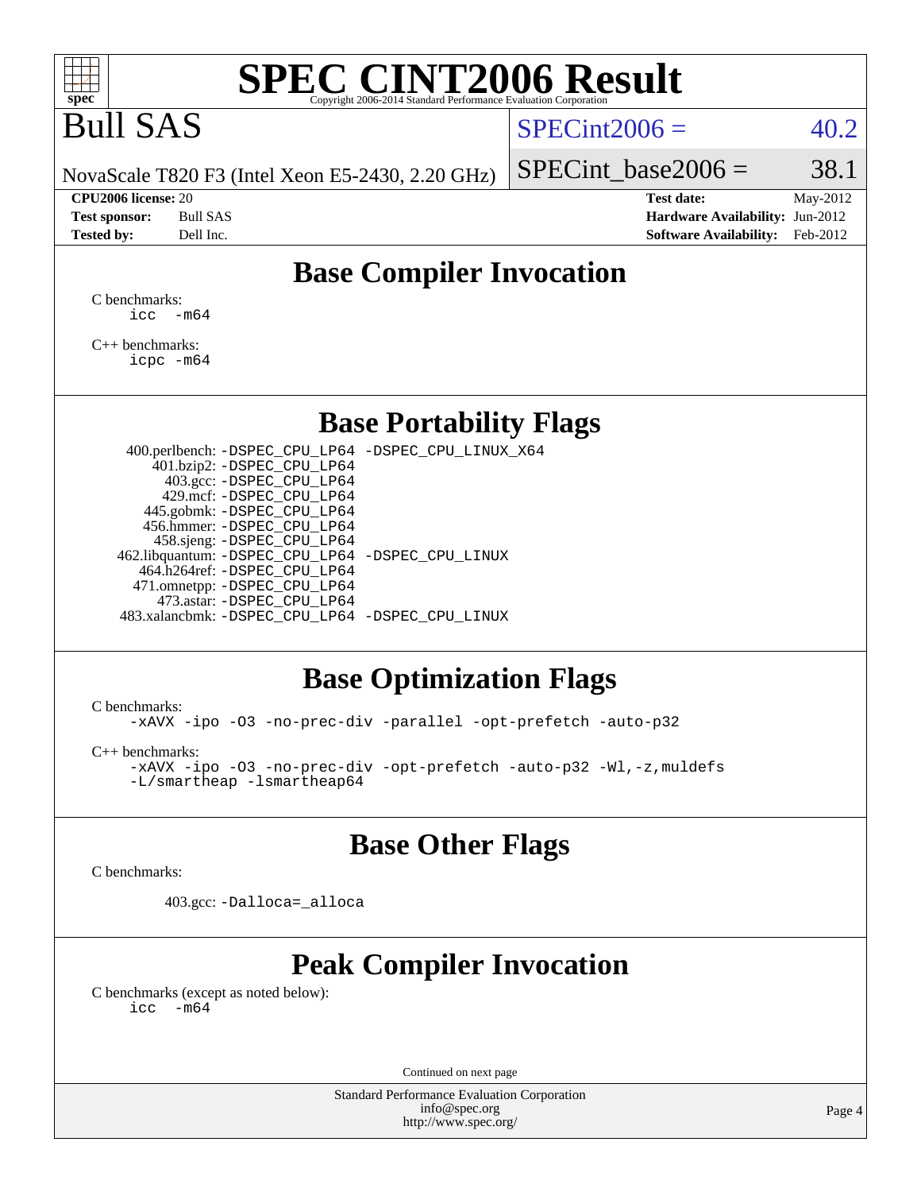# SPEC CINT2006 Result

Copyright 2006-2014 Standard Performance Evaluation Corporation

## Bull SAS

NovaScale T820 F3 (Intel Xeon E5-2430, 2.20 GHz)

SPECint2006 = 40.2

SPECint_base2006 = 38.1

| | | | |
|---|---|---|---|
| **CPU2006 license:** | 20 | **Test date:** | May-2012 |
| **Test sponsor:** | Bull SAS | **Hardware Availability:** | Jun-2012 |
| **Tested by:** | Dell Inc. | **Software Availability:** | Feb-2012 |

## Base Compiler Invocation

C benchmarks:
```
icc -m64
```

C++ benchmarks:
```
icpc -m64
```

## Base Portability Flags

```
400.perlbench: -DSPEC_CPU_LP64 -DSPEC_CPU_LINUX_X64
    401.bzip2: -DSPEC_CPU_LP64
      403.gcc: -DSPEC_CPU_LP64
      429.mcf: -DSPEC_CPU_LP64
   445.gobmk: -DSPEC_CPU_LP64
   456.hmmer: -DSPEC_CPU_LP64
    458.sjeng: -DSPEC_CPU_LP64
462.libquantum: -DSPEC_CPU_LP64 -DSPEC_CPU_LINUX
  464.h264ref: -DSPEC_CPU_LP64
  471.omnetpp: -DSPEC_CPU_LP64
    473.astar: -DSPEC_CPU_LP64
483.xalancbmk: -DSPEC_CPU_LP64 -DSPEC_CPU_LINUX
```

## Base Optimization Flags

C benchmarks:
```
-xAVX -ipo -O3 -no-prec-div -parallel -opt-prefetch -auto-p32
```

C++ benchmarks:
```
-xAVX -ipo -O3 -no-prec-div -opt-prefetch -auto-p32 -Wl,-z,muldefs
-L/smartheap -lsmartheap64
```

## Base Other Flags

C benchmarks:

```
403.gcc: -Dalloca=_alloca
```

## Peak Compiler Invocation

C benchmarks (except as noted below):
```
icc -m64
```

Continued on next page

Standard Performance Evaluation Corporation
info@spec.org
http://www.spec.org/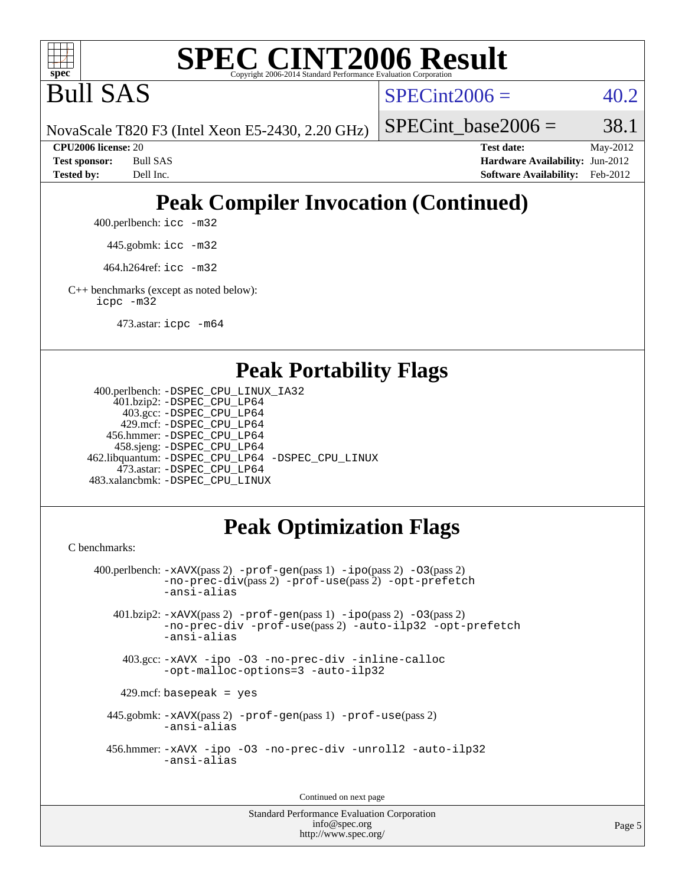# Peak Compiler Invocation (Continued)

400.perlbench: `icc -m32`

445.gobmk: `icc -m32`

464.h264ref: `icc -m32`

C++ benchmarks (except as noted below):
`icpc -m32`

473.astar: `icpc -m64`

# Peak Portability Flags

400.perlbench: `-DSPEC_CPU_LINUX_IA32`
401.bzip2: `-DSPEC_CPU_LP64`
403.gcc: `-DSPEC_CPU_LP64`
429.mcf: `-DSPEC_CPU_LP64`
456.hmmer: `-DSPEC_CPU_LP64`
458.sjeng: `-DSPEC_CPU_LP64`
462.libquantum: `-DSPEC_CPU_LP64 -DSPEC_CPU_LINUX`
473.astar: `-DSPEC_CPU_LP64`
483.xalancbmk: `-DSPEC_CPU_LINUX`

# Peak Optimization Flags

C benchmarks:

400.perlbench: `-xAVX`(pass 2) `-prof-gen`(pass 1) `-ipo`(pass 2) `-O3`(pass 2) `-no-prec-div`(pass 2) `-prof-use`(pass 2) `-opt-prefetch` `-ansi-alias`

401.bzip2: `-xAVX`(pass 2) `-prof-gen`(pass 1) `-ipo`(pass 2) `-O3`(pass 2) `-no-prec-div` `-prof-use`(pass 2) `-auto-ilp32` `-opt-prefetch` `-ansi-alias`

403.gcc: `-xAVX -ipo -O3 -no-prec-div -inline-calloc -opt-malloc-options=3 -auto-ilp32`

429.mcf: `basepeak = yes`

445.gobmk: `-xAVX`(pass 2) `-prof-gen`(pass 1) `-prof-use`(pass 2) `-ansi-alias`

456.hmmer: `-xAVX -ipo -O3 -no-prec-div -unroll2 -auto-ilp32 -ansi-alias`

Continued on next page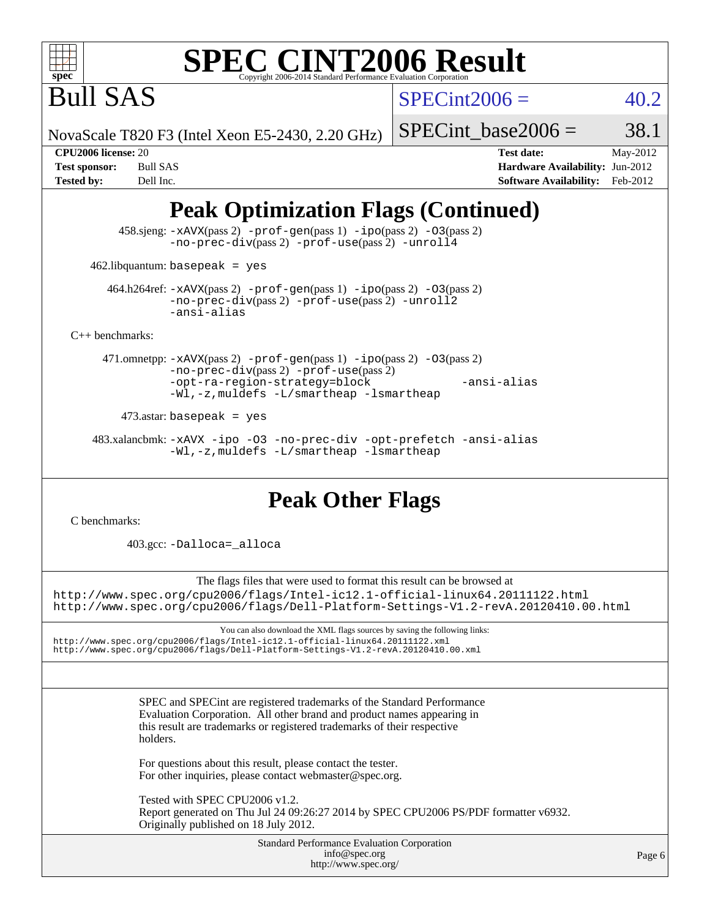# SPEC CINT2006 Result

Copyright 2006-2014 Standard Performance Evaluation Corporation

# Bull SAS

NovaScale T820 F3 (Intel Xeon E5-2430, 2.20 GHz)

SPECint2006 = 40.2

SPECint_base2006 = 38.1

**CPU2006 license:** 20
**Test sponsor:** Bull SAS
**Tested by:** Dell Inc.

**Test date:** May-2012
**Hardware Availability:** Jun-2012
**Software Availability:** Feb-2012

## Peak Optimization Flags (Continued)

458.sjeng: -xAVX(pass 2) -prof-gen(pass 1) -ipo(pass 2) -O3(pass 2) -no-prec-div(pass 2) -prof-use(pass 2) -unroll4

462.libquantum: basepeak = yes

464.h264ref: -xAVX(pass 2) -prof-gen(pass 1) -ipo(pass 2) -O3(pass 2) -no-prec-div(pass 2) -prof-use(pass 2) -unroll2 -ansi-alias

C++ benchmarks:

471.omnetpp: -xAVX(pass 2) -prof-gen(pass 1) -ipo(pass 2) -O3(pass 2) -no-prec-div(pass 2) -prof-use(pass 2) -opt-ra-region-strategy=block -ansi-alias -Wl,-z,muldefs -L/smartheap -lsmartheap

473.astar: basepeak = yes

483.xalancbmk: -xAVX -ipo -O3 -no-prec-div -opt-prefetch -ansi-alias -Wl,-z,muldefs -L/smartheap -lsmartheap

## Peak Other Flags

C benchmarks:

403.gcc: -Dalloca=_alloca

The flags files that were used to format this result can be browsed at
http://www.spec.org/cpu2006/flags/Intel-ic12.1-official-linux64.20111122.html
http://www.spec.org/cpu2006/flags/Dell-Platform-Settings-V1.2-revA.20120410.00.html

You can also download the XML flags sources by saving the following links:
http://www.spec.org/cpu2006/flags/Intel-ic12.1-official-linux64.20111122.xml
http://www.spec.org/cpu2006/flags/Dell-Platform-Settings-V1.2-revA.20120410.00.xml

SPEC and SPECint are registered trademarks of the Standard Performance Evaluation Corporation. All other brand and product names appearing in this result are trademarks or registered trademarks of their respective holders.

For questions about this result, please contact the tester.
For other inquiries, please contact webmaster@spec.org.

Tested with SPEC CPU2006 v1.2.
Report generated on Thu Jul 24 09:26:27 2014 by SPEC CPU2006 PS/PDF formatter v6932.
Originally published on 18 July 2012.

Standard Performance Evaluation Corporation
info@spec.org
http://www.spec.org/